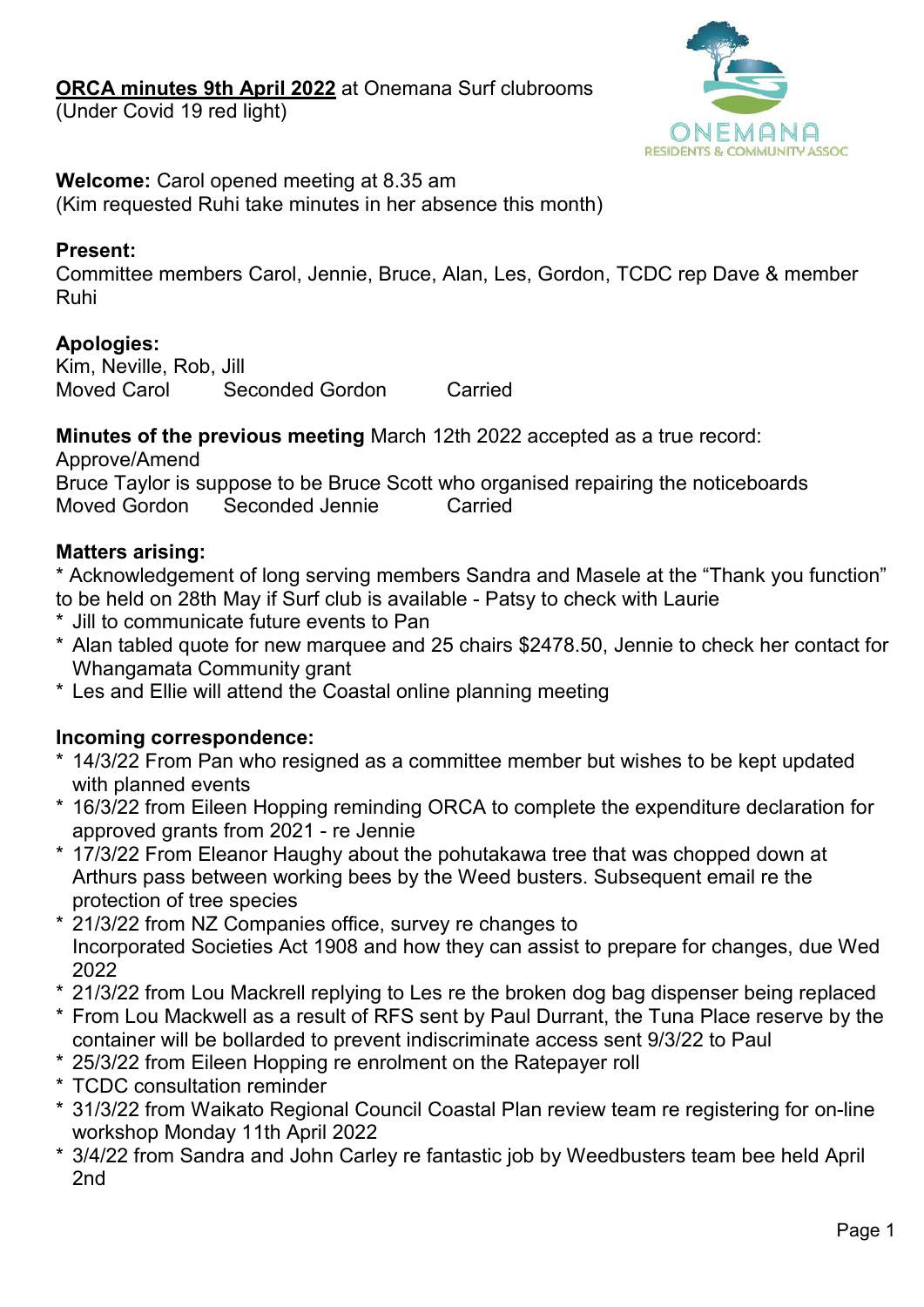**ORCA minutes 9th April 2022** at Onemana Surf clubrooms
(Under Covid 19 red light)

ONEMANA
RESIDENTS & COMMUNITY ASSOC

**Welcome:** Carol opened meeting at 8.35 am
(Kim requested Ruhi take minutes in her absence this month)

**Present:**
Committee members Carol, Jennie, Bruce, Alan, Les, Gordon, TCDC rep Dave & member Ruhi

**Apologies:**
Kim, Neville, Rob, Jill
Moved Carol Seconded Gordon Carried

**Minutes of the previous meeting** March 12th 2022 accepted as a true record:
Approve/Amend
Bruce Taylor is suppose to be Bruce Scott who organised repairing the noticeboards
Moved Gordon Seconded Jennie Carried

**Matters arising:**

* Acknowledgement of long serving members Sandra and Masele at the "Thank you function" to be held on 28th May if Surf club is available - Patsy to check with Laurie
* Jill to communicate future events to Pan
* Alan tabled quote for new marquee and 25 chairs $2478.50, Jennie to check her contact for Whangamata Community grant
* Les and Ellie will attend the Coastal online planning meeting

**Incoming correspondence:**

* 14/3/22 From Pan who resigned as a committee member but wishes to be kept updated with planned events
* 16/3/22 from Eileen Hopping reminding ORCA to complete the expenditure declaration for approved grants from 2021 - re Jennie
* 17/3/22 From Eleanor Haughy about the pohutakawa tree that was chopped down at Arthurs pass between working bees by the Weed busters. Subsequent email re the protection of tree species
* 21/3/22 from NZ Companies office, survey re changes to Incorporated Societies Act 1908 and how they can assist to prepare for changes, due Wed 2022
* 21/3/22 from Lou Mackrell replying to Les re the broken dog bag dispenser being replaced
* From Lou Mackwell as a result of RFS sent by Paul Durrant, the Tuna Place reserve by the container will be bollarded to prevent indiscriminate access sent 9/3/22 to Paul
* 25/3/22 from Eileen Hopping re enrolment on the Ratepayer roll
* TCDC consultation reminder
* 31/3/22 from Waikato Regional Council Coastal Plan review team re registering for on-line workshop Monday 11th April 2022
* 3/4/22 from Sandra and John Carley re fantastic job by Weedbusters team bee held April 2nd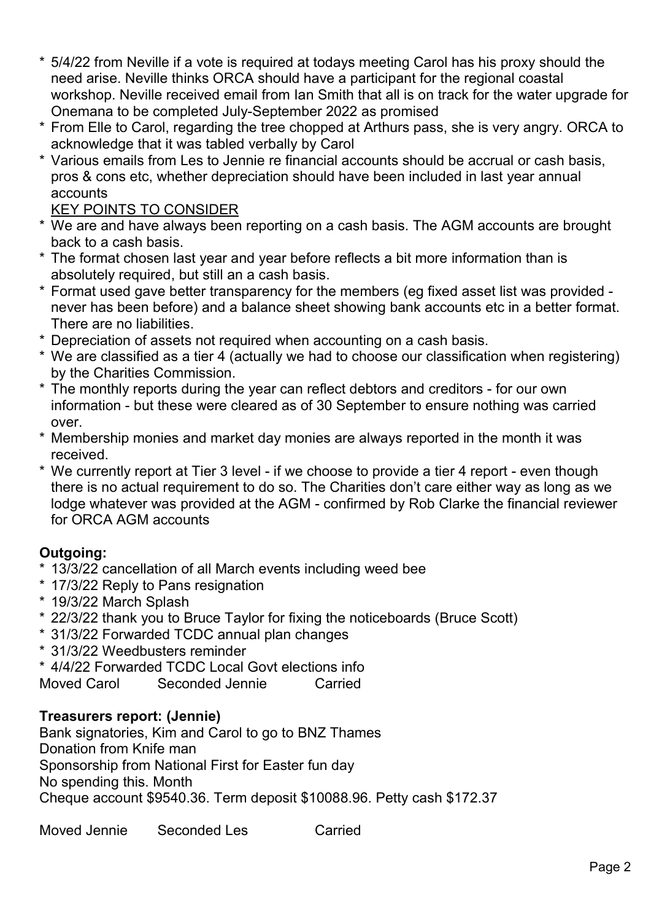* 5/4/22 from Neville if a vote is required at todays meeting Carol has his proxy should the need arise. Neville thinks ORCA should have a participant for the regional coastal workshop. Neville received email from Ian Smith that all is on track for the water upgrade for Onemana to be completed July-September 2022 as promised
* From Elle to Carol, regarding the tree chopped at Arthurs pass, she is very angry. ORCA to acknowledge that it was tabled verbally by Carol
* Various emails from Les to Jennie re financial accounts should be accrual or cash basis, pros & cons etc, whether depreciation should have been included in last year annual accounts

  KEY POINTS TO CONSIDER
* We are and have always been reporting on a cash basis. The AGM accounts are brought back to a cash basis.
* The format chosen last year and year before reflects a bit more information than is absolutely required, but still an a cash basis.
* Format used gave better transparency for the members (eg fixed asset list was provided - never has been before) and a balance sheet showing bank accounts etc in a better format. There are no liabilities.
* Depreciation of assets not required when accounting on a cash basis.
* We are classified as a tier 4 (actually we had to choose our classification when registering) by the Charities Commission.
* The monthly reports during the year can reflect debtors and creditors - for our own information - but these were cleared as of 30 September to ensure nothing was carried over.
* Membership monies and market day monies are always reported in the month it was received.
* We currently report at Tier 3 level - if we choose to provide a tier 4 report - even though there is no actual requirement to do so. The Charities don't care either way as long as we lodge whatever was provided at the AGM - confirmed by Rob Clarke the financial reviewer for ORCA AGM accounts

**Outgoing:**
* 13/3/22 cancellation of all March events including weed bee
* 17/3/22 Reply to Pans resignation
* 19/3/22 March Splash
* 22/3/22 thank you to Bruce Taylor for fixing the noticeboards (Bruce Scott)
* 31/3/22 Forwarded TCDC annual plan changes
* 31/3/22 Weedbusters reminder
* 4/4/22 Forwarded TCDC Local Govt elections info

Moved Carol Seconded Jennie Carried

**Treasurers report: (Jennie)**

Bank signatories, Kim and Carol to go to BNZ Thames
Donation from Knife man
Sponsorship from National First for Easter fun day
No spending this. Month
Cheque account $9540.36. Term deposit $10088.96. Petty cash $172.37

Moved Jennie Seconded Les Carried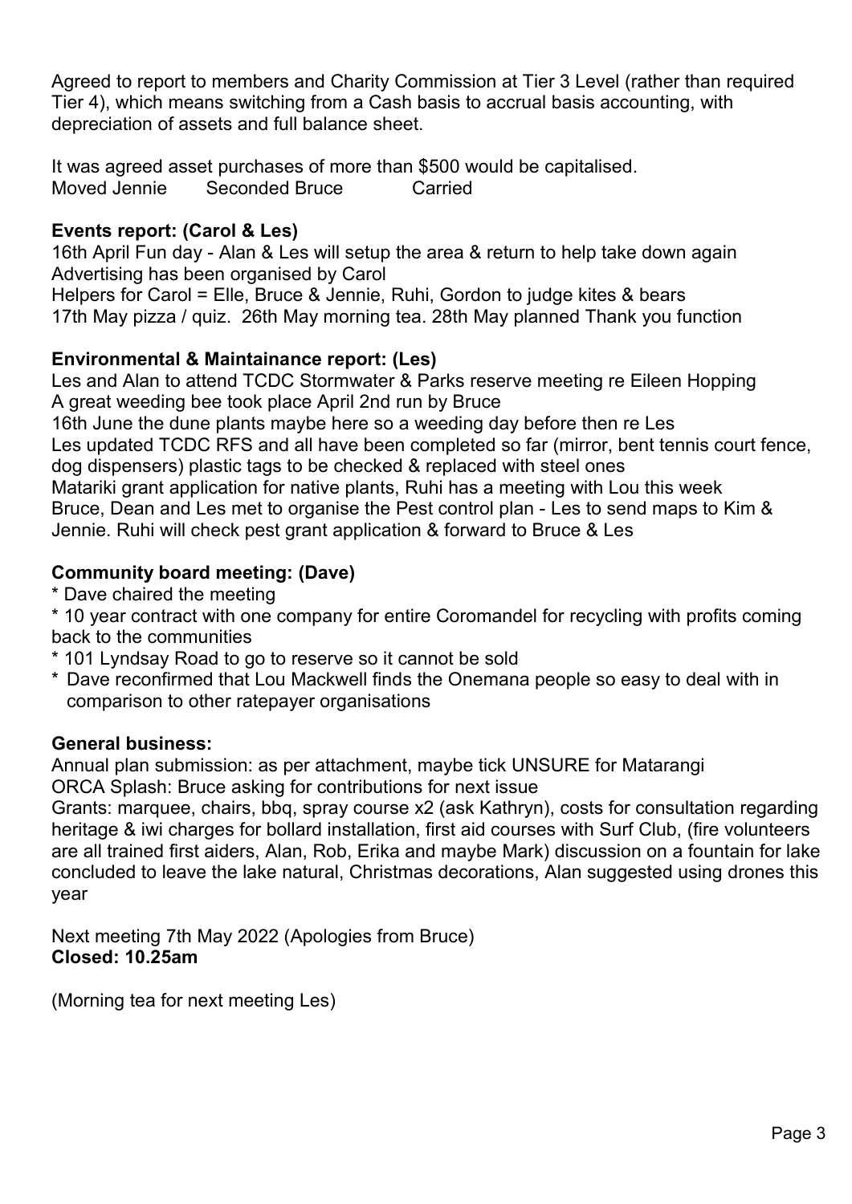Agreed to report to members and Charity Commission at Tier 3 Level (rather than required Tier 4), which means switching from a Cash basis to accrual basis accounting, with depreciation of assets and full balance sheet.

It was agreed asset purchases of more than $500 would be capitalised.
Moved Jennie    Seconded Bruce    Carried

**Events report: (Carol & Les)**
16th April Fun day - Alan & Les will setup the area & return to help take down again
Advertising has been organised by Carol
Helpers for Carol = Elle, Bruce & Jennie, Ruhi, Gordon to judge kites & bears
17th May pizza / quiz. 26th May morning tea. 28th May planned Thank you function

**Environmental & Maintainance report: (Les)**
Les and Alan to attend TCDC Stormwater & Parks reserve meeting re Eileen Hopping
A great weeding bee took place April 2nd run by Bruce
16th June the dune plants maybe here so a weeding day before then re Les
Les updated TCDC RFS and all have been completed so far (mirror, bent tennis court fence, dog dispensers) plastic tags to be checked & replaced with steel ones
Matariki grant application for native plants, Ruhi has a meeting with Lou this week
Bruce, Dean and Les met to organise the Pest control plan - Les to send maps to Kim & Jennie. Ruhi will check pest grant application & forward to Bruce & Les

**Community board meeting: (Dave)**

* Dave chaired the meeting
* 10 year contract with one company for entire Coromandel for recycling with profits coming back to the communities
* 101 Lyndsay Road to go to reserve so it cannot be sold
* Dave reconfirmed that Lou Mackwell finds the Onemana people so easy to deal with in comparison to other ratepayer organisations

**General business:**
Annual plan submission: as per attachment, maybe tick UNSURE for Matarangi
ORCA Splash: Bruce asking for contributions for next issue
Grants: marquee, chairs, bbq, spray course x2 (ask Kathryn), costs for consultation regarding heritage & iwi charges for bollard installation, first aid courses with Surf Club, (fire volunteers are all trained first aiders, Alan, Rob, Erika and maybe Mark) discussion on a fountain for lake concluded to leave the lake natural, Christmas decorations, Alan suggested using drones this year

Next meeting 7th May 2022 (Apologies from Bruce)
**Closed: 10.25am**

(Morning tea for next meeting Les)